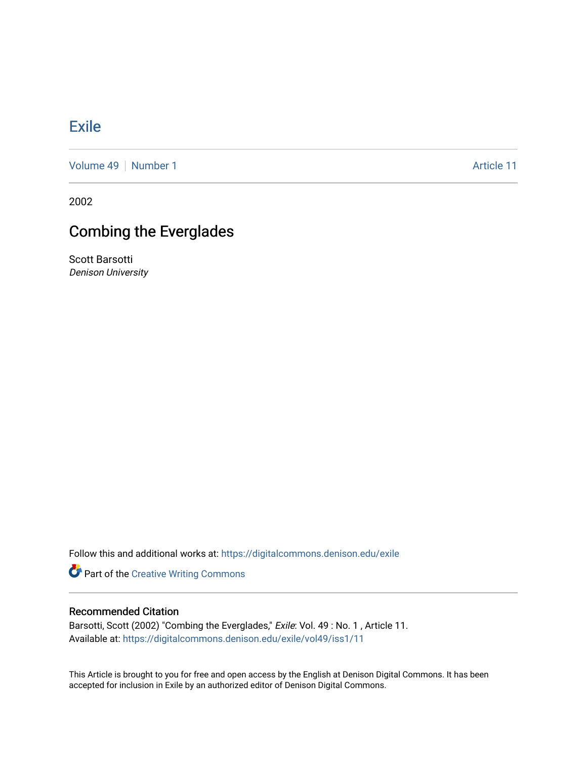# Exile

Volume 49 | Number 1 | Article 11

2002

## Combing the Everglades

Scott Barsotti
*Denison University*

Follow this and additional works at: https://digitalcommons.denison.edu/exile

Part of the Creative Writing Commons

### Recommended Citation

Barsotti, Scott (2002) "Combing the Everglades," *Exile*: Vol. 49 : No. 1 , Article 11.
Available at: https://digitalcommons.denison.edu/exile/vol49/iss1/11

This Article is brought to you for free and open access by the English at Denison Digital Commons. It has been accepted for inclusion in Exile by an authorized editor of Denison Digital Commons.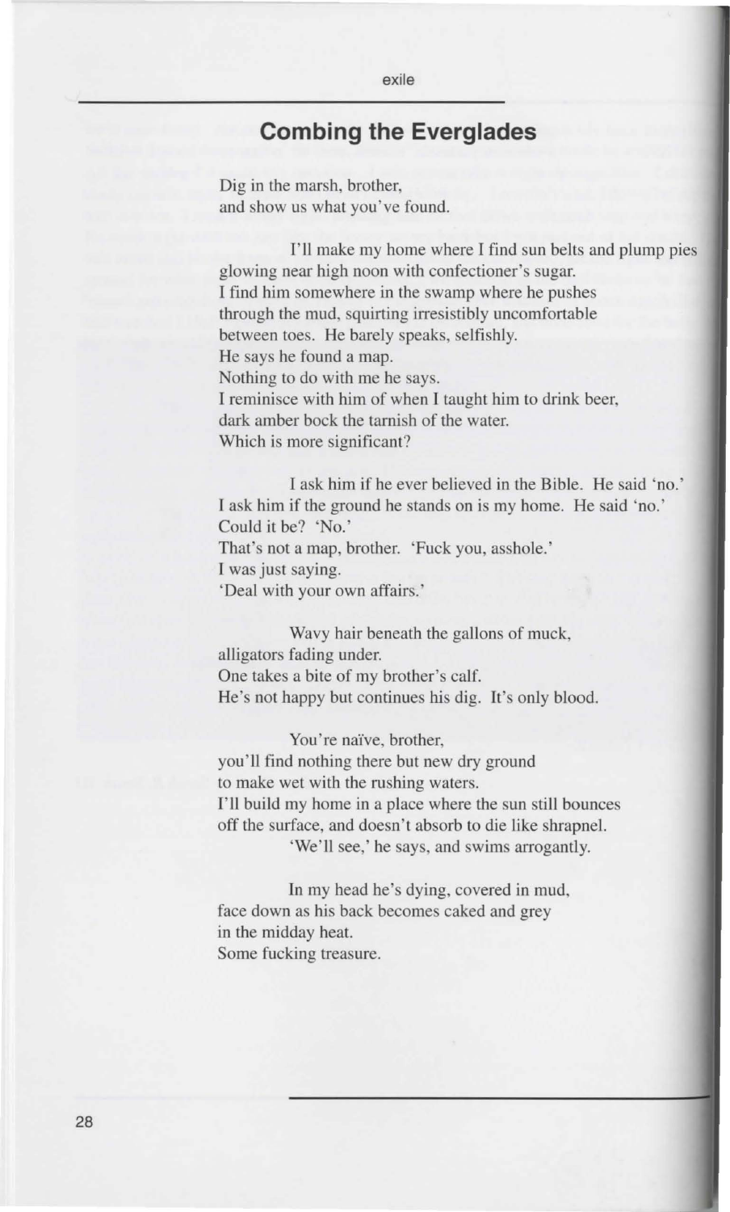## Combing the Everglades

Dig in the marsh, brother,
and show us what you've found.

I'll make my home where I find sun belts and plump pies
glowing near high noon with confectioner's sugar.
I find him somewhere in the swamp where he pushes
through the mud, squirting irresistibly uncomfortable
between toes. He barely speaks, selfishly.
He says he found a map.
Nothing to do with me he says.
I reminisce with him of when I taught him to drink beer,
dark amber bock the tarnish of the water.
Which is more significant?

I ask him if he ever believed in the Bible. He said 'no.'
I ask him if the ground he stands on is my home. He said 'no.'
Could it be? 'No.'
That's not a map, brother. 'Fuck you, asshole.'
I was just saying.
'Deal with your own affairs.'

Wavy hair beneath the gallons of muck,
alligators fading under.
One takes a bite of my brother's calf.
He's not happy but continues his dig. It's only blood.

You're naïve, brother,
you'll find nothing there but new dry ground
to make wet with the rushing waters.
I'll build my home in a place where the sun still bounces
off the surface, and doesn't absorb to die like shrapnel.
'We'll see,' he says, and swims arrogantly.

In my head he's dying, covered in mud,
face down as his back becomes caked and grey
in the midday heat.
Some fucking treasure.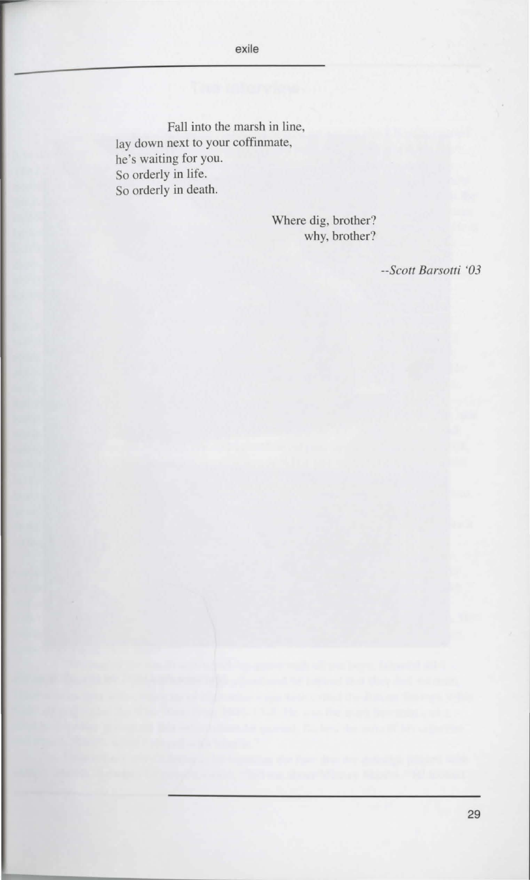Fall into the marsh in line,
lay down next to your coffinmate,
he's waiting for you.
So orderly in life.
So orderly in death.

Where dig, brother?
why, brother?

*--Scott Barsotti '03*